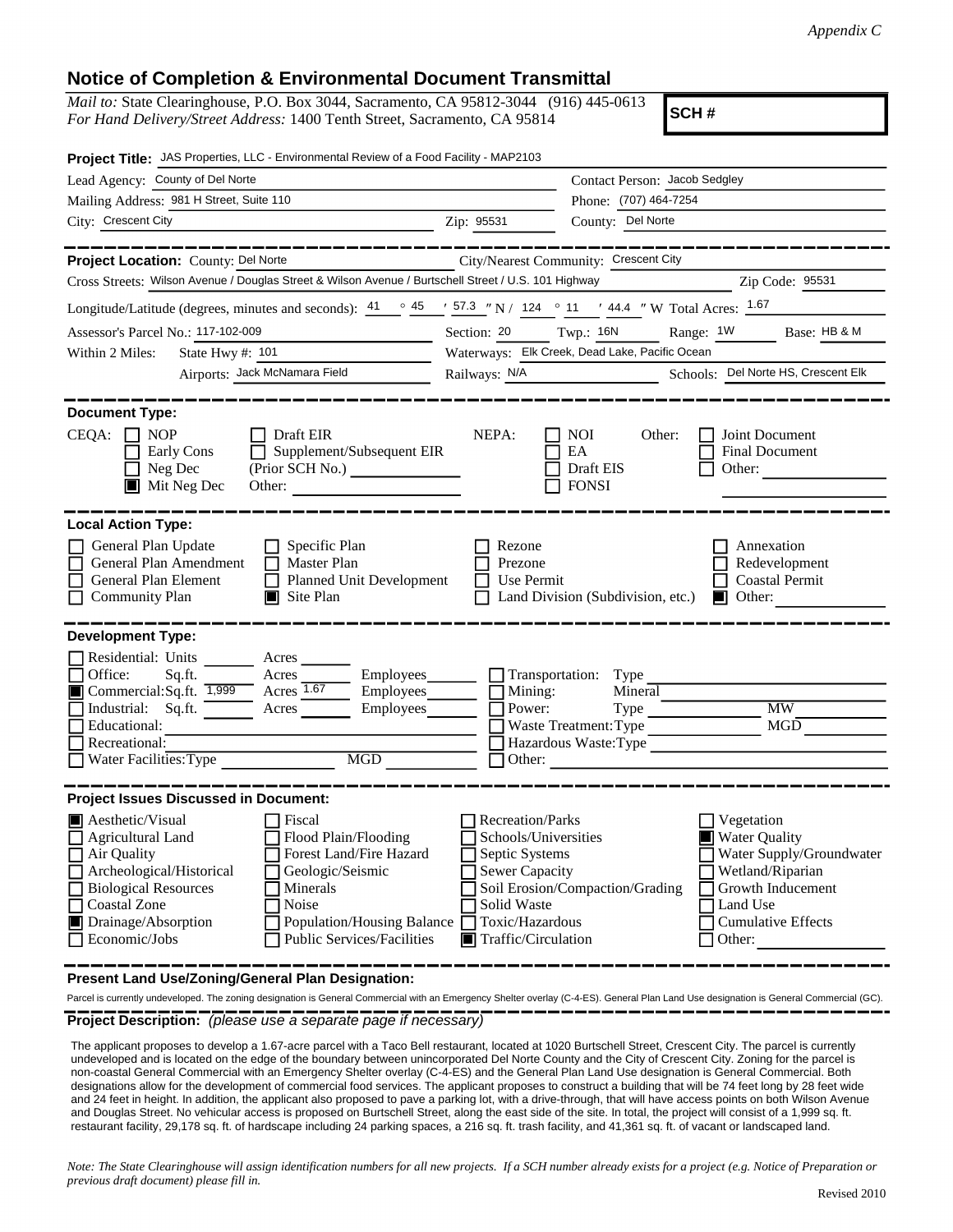*Appendix C*

# Notice of Completion & Environmental Document Transmittal

*Mail to:* State Clearinghouse, P.O. Box 3044, Sacramento, CA 95812-3044 (916) 445-0613
*For Hand Delivery/Street Address:* 1400 Tenth Street, Sacramento, CA 95814

**SCH #**

**Project Title:** JAS Properties, LLC - Environmental Review of a Food Facility - MAP2103

Lead Agency: County of Del Norte
Contact Person: Jacob Sedgley
Mailing Address: 981 H Street, Suite 110
Phone: (707) 464-7254
City: Crescent City
Zip: 95531
County: Del Norte

---

**Project Location:** County: Del Norte
City/Nearest Community: Crescent City
Cross Streets: Wilson Avenue / Douglas Street & Wilson Avenue / Burtschell Street / U.S. 101 Highway
Zip Code: 95531

Longitude/Latitude (degrees, minutes and seconds): 41 ° 45 ′ 57.3 ″ N / 124 ° 11 ′ 44.4 ″ W Total Acres: 1.67

Assessor's Parcel No.: 117-102-009
Section: 20 Twp.: 16N Range: 1W Base: HB & M

Within 2 Miles: State Hwy #: 101
Waterways: Elk Creek, Dead Lake, Pacific Ocean
Airports: Jack McNamara Field
Railways: N/A
Schools: Del Norte HS, Crescent Elk

---

**Document Type:**

CEQA:
- ☐ NOP
- ☐ Early Cons
- ☐ Neg Dec
- ☒ Mit Neg Dec
- ☐ Draft EIR
- ☐ Supplement/Subsequent EIR (Prior SCH No.)
- Other:

NEPA:
- ☐ NOI
- ☐ EA
- ☐ Draft EIS
- ☐ FONSI

Other:
- ☐ Joint Document
- ☐ Final Document
- ☐ Other:

---

**Local Action Type:**

- ☐ General Plan Update
- ☐ General Plan Amendment
- ☐ General Plan Element
- ☐ Community Plan
- ☐ Specific Plan
- ☐ Master Plan
- ☐ Planned Unit Development
- ☒ Site Plan
- ☐ Rezone
- ☐ Prezone
- ☐ Use Permit
- ☐ Land Division (Subdivision, etc.)
- ☐ Annexation
- ☐ Redevelopment
- ☐ Coastal Permit
- ☒ Other:

---

**Development Type:**

- ☐ Residential: Units ___ Acres ___
- ☐ Office: Sq.ft. ___ Acres ___ Employees ___
- ☒ Commercial: Sq.ft. 1,999 Acres 1.67 Employees ___
- ☐ Industrial: Sq.ft. ___ Acres ___ Employees ___
- ☐ Educational:
- ☐ Recreational:
- ☐ Water Facilities: Type ___ MGD ___
- ☐ Transportation: Type
- ☐ Mining: Mineral
- ☐ Power: Type ___ MW
- ☐ Waste Treatment: Type ___ MGD
- ☐ Hazardous Waste: Type
- ☐ Other:

---

**Project Issues Discussed in Document:**

- ☒ Aesthetic/Visual
- ☐ Agricultural Land
- ☐ Air Quality
- ☐ Archeological/Historical
- ☐ Biological Resources
- ☐ Coastal Zone
- ☒ Drainage/Absorption
- ☐ Economic/Jobs
- ☐ Fiscal
- ☐ Flood Plain/Flooding
- ☐ Forest Land/Fire Hazard
- ☐ Geologic/Seismic
- ☐ Minerals
- ☐ Noise
- ☐ Population/Housing Balance
- ☐ Public Services/Facilities
- ☐ Recreation/Parks
- ☐ Schools/Universities
- ☐ Septic Systems
- ☐ Sewer Capacity
- ☐ Soil Erosion/Compaction/Grading
- ☐ Solid Waste
- ☐ Toxic/Hazardous
- ☒ Traffic/Circulation
- ☐ Vegetation
- ☒ Water Quality
- ☐ Water Supply/Groundwater
- ☐ Wetland/Riparian
- ☐ Growth Inducement
- ☐ Land Use
- ☐ Cumulative Effects
- ☐ Other:

---

**Present Land Use/Zoning/General Plan Designation:**

Parcel is currently undeveloped. The zoning designation is General Commercial with an Emergency Shelter overlay (C-4-ES). General Plan Land Use designation is General Commercial (GC).

---

**Project Description:** *(please use a separate page if necessary)*

The applicant proposes to develop a 1.67-acre parcel with a Taco Bell restaurant, located at 1020 Burtschell Street, Crescent City. The parcel is currently undeveloped and is located on the edge of the boundary between unincorporated Del Norte County and the City of Crescent City. Zoning for the parcel is non-coastal General Commercial with an Emergency Shelter overlay (C-4-ES) and the General Plan Land Use designation is General Commercial. Both designations allow for the development of commercial food services. The applicant proposes to construct a building that will be 74 feet long by 28 feet wide and 24 feet in height. In addition, the applicant also proposed to pave a parking lot, with a drive-through, that will have access points on both Wilson Avenue and Douglas Street. No vehicular access is proposed on Burtschell Street, along the east side of the site. In total, the project will consist of a 1,999 sq. ft. restaurant facility, 29,178 sq. ft. of hardscape including 24 parking spaces, a 216 sq. ft. trash facility, and 41,361 sq. ft. of vacant or landscaped land.

*Note: The State Clearinghouse will assign identification numbers for all new projects. If a SCH number already exists for a project (e.g. Notice of Preparation or previous draft document) please fill in.*

Revised 2010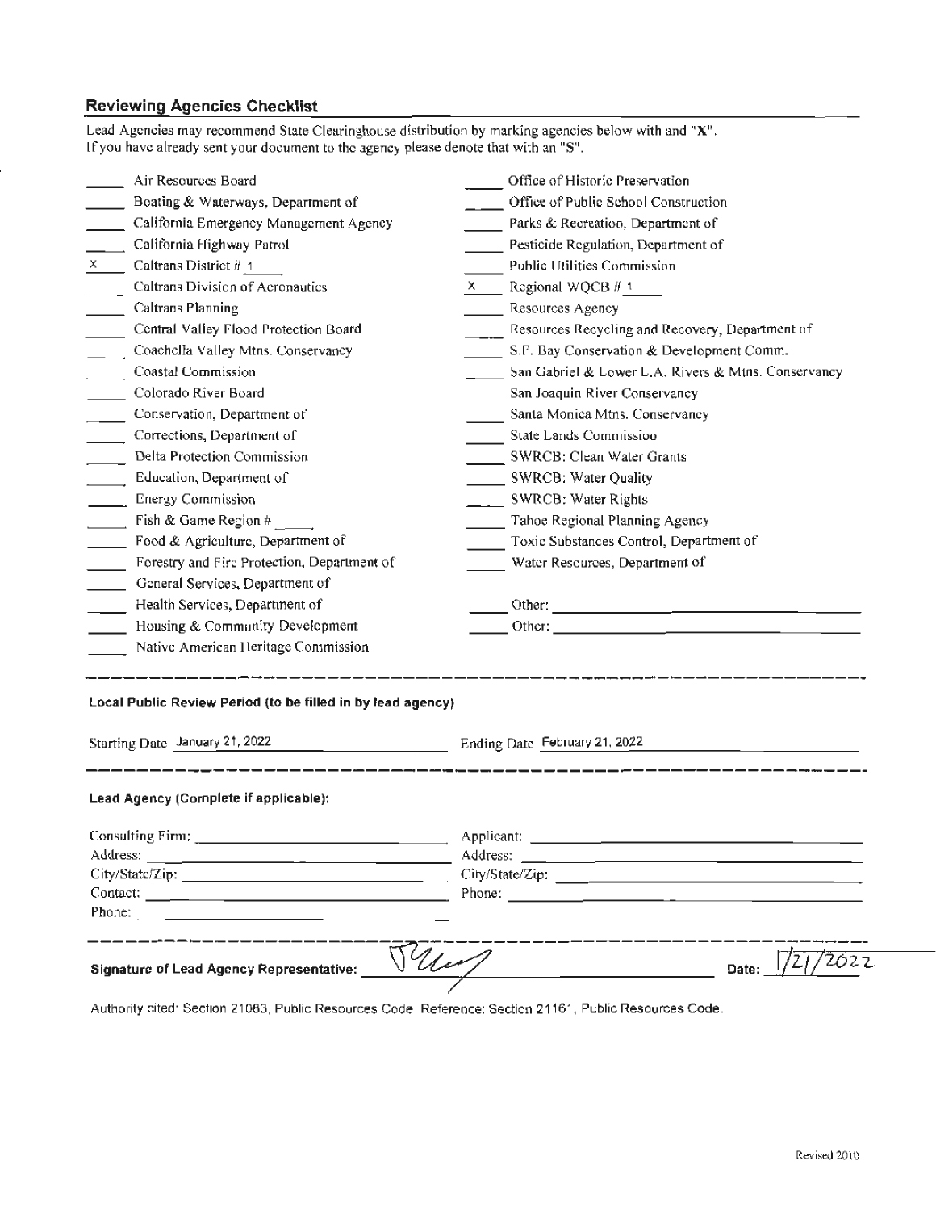## Reviewing Agencies Checklist

Lead Agencies may recommend State Clearinghouse distribution by marking agencies below with and "X".
If you have already sent your document to the agency please denote that with an "S".

| | | | |
|---|---|---|---|
| ____ | Air Resources Board | ____ | Office of Historic Preservation |
| ____ | Boating & Waterways, Department of | ____ | Office of Public School Construction |
| ____ | California Emergency Management Agency | ____ | Parks & Recreation, Department of |
| ____ | California Highway Patrol | ____ | Pesticide Regulation, Department of |
| X | Caltrans District # 1 | ____ | Public Utilities Commission |
| ____ | Caltrans Division of Aeronautics | X | Regional WQCB # 1 |
| ____ | Caltrans Planning | ____ | Resources Agency |
| ____ | Central Valley Flood Protection Board | ____ | Resources Recycling and Recovery, Department of |
| ____ | Coachella Valley Mtns. Conservancy | ____ | S.F. Bay Conservation & Development Comm. |
| ____ | Coastal Commission | ____ | San Gabriel & Lower L.A. Rivers & Mtns. Conservancy |
| ____ | Colorado River Board | ____ | San Joaquin River Conservancy |
| ____ | Conservation, Department of | ____ | Santa Monica Mtns. Conservancy |
| ____ | Corrections, Department of | ____ | State Lands Commission |
| ____ | Delta Protection Commission | ____ | SWRCB: Clean Water Grants |
| ____ | Education, Department of | ____ | SWRCB: Water Quality |
| ____ | Energy Commission | ____ | SWRCB: Water Rights |
| ____ | Fish & Game Region # ____ | ____ | Tahoe Regional Planning Agency |
| ____ | Food & Agriculture, Department of | ____ | Toxic Substances Control, Department of |
| ____ | Forestry and Fire Protection, Department of | ____ | Water Resources, Department of |
| ____ | General Services, Department of | | |
| ____ | Health Services, Department of | ____ | Other: ____________ |
| ____ | Housing & Community Development | ____ | Other: ____________ |
| ____ | Native American Heritage Commission | | |

**Local Public Review Period (to be filled in by lead agency)**

Starting Date January 21, 2022 Ending Date February 21, 2022

**Lead Agency (Complete if applicable):**

| | |
|---|---|
| Consulting Firm: | Applicant: |
| Address: | Address: |
| City/State/Zip: | City/State/Zip: |
| Contact: | Phone: |
| Phone: | |

**Signature of Lead Agency Representative:** [signature] **Date:** 1/21/2022

Authority cited: Section 21083, Public Resources Code Reference: Section 21161, Public Resources Code.

Revised 2010